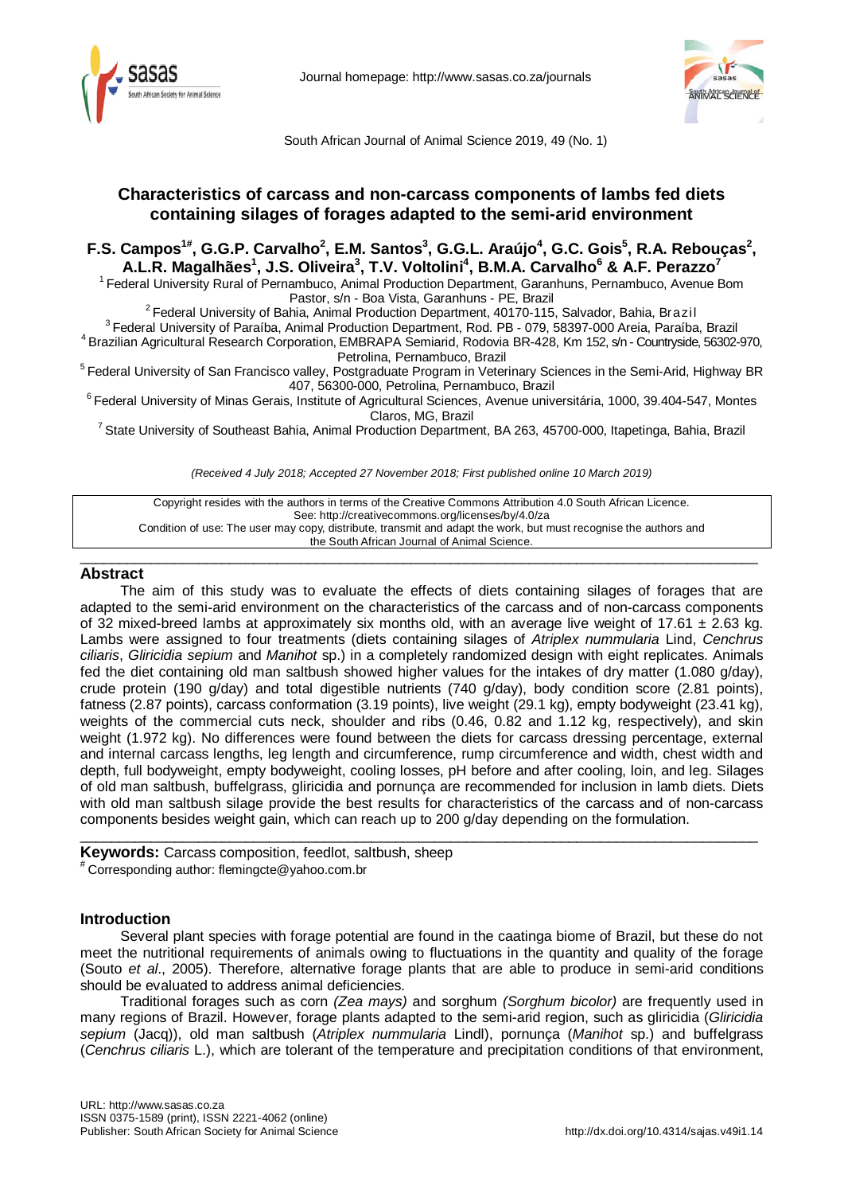# Characteristics of carcass and non-carcass components of lambs fed diets containing silages of forages adapted to the semi-arid environment

**F.S. Campos[1#], G.G.P. Carvalho[2], E.M. Santos[3], G.G.L. Araújo[4], G.C. Gois[5], R.A. Rebouças[2], A.L.R. Magalhães[1], J.S. Oliveira[3], T.V. Voltolini[4], B.M.A. Carvalho[6] & A.F. Perazzo[7]**

[1] Federal University Rural of Pernambuco, Animal Production Department, Garanhuns, Pernambuco, Avenue Bom Pastor, s/n - Boa Vista, Garanhuns - PE, Brazil

[2] Federal University of Bahia, Animal Production Department, 40170-115, Salvador, Bahia, Brazil

[3] Federal University of Paraíba, Animal Production Department, Rod. PB - 079, 58397-000 Areia, Paraíba, Brazil

[4] Brazilian Agricultural Research Corporation, EMBRAPA Semiarid, Rodovia BR-428, Km 152, s/n - Countryside, 56302-970, Petrolina, Pernambuco, Brazil

[5] Federal University of San Francisco valley, Postgraduate Program in Veterinary Sciences in the Semi-Arid, Highway BR 407, 56300-000, Petrolina, Pernambuco, Brazil

[6] Federal University of Minas Gerais, Institute of Agricultural Sciences, Avenue universitária, 1000, 39.404-547, Montes Claros, MG, Brazil

[7] State University of Southeast Bahia, Animal Production Department, BA 263, 45700-000, Itapetinga, Bahia, Brazil

*(Received 4 July 2018; Accepted 27 November 2018; First published online 10 March 2019)*

Copyright resides with the authors in terms of the Creative Commons Attribution 4.0 South African Licence.
See: http://creativecommons.org/licenses/by/4.0/za
Condition of use: The user may copy, distribute, transmit and adapt the work, but must recognise the authors and the South African Journal of Animal Science.

## Abstract

The aim of this study was to evaluate the effects of diets containing silages of forages that are adapted to the semi-arid environment on the characteristics of the carcass and of non-carcass components of 32 mixed-breed lambs at approximately six months old, with an average live weight of 17.61 ± 2.63 kg. Lambs were assigned to four treatments (diets containing silages of *Atriplex nummularia* Lind, *Cenchrus ciliaris*, *Gliricidia sepium* and *Manihot* sp.) in a completely randomized design with eight replicates. Animals fed the diet containing old man saltbush showed higher values for the intakes of dry matter (1.080 g/day), crude protein (190 g/day) and total digestible nutrients (740 g/day), body condition score (2.81 points), fatness (2.87 points), carcass conformation (3.19 points), live weight (29.1 kg), empty bodyweight (23.41 kg), weights of the commercial cuts neck, shoulder and ribs (0.46, 0.82 and 1.12 kg, respectively), and skin weight (1.972 kg). No differences were found between the diets for carcass dressing percentage, external and internal carcass lengths, leg length and circumference, rump circumference and width, chest width and depth, full bodyweight, empty bodyweight, cooling losses, pH before and after cooling, loin, and leg. Silages of old man saltbush, buffelgrass, gliricidia and pornunça are recommended for inclusion in lamb diets. Diets with old man saltbush silage provide the best results for characteristics of the carcass and of non-carcass components besides weight gain, which can reach up to 200 g/day depending on the formulation.

**Keywords:** Carcass composition, feedlot, saltbush, sheep

[#] Corresponding author: flemingcte@yahoo.com.br

## Introduction

Several plant species with forage potential are found in the caatinga biome of Brazil, but these do not meet the nutritional requirements of animals owing to fluctuations in the quantity and quality of the forage (Souto *et al*., 2005). Therefore, alternative forage plants that are able to produce in semi-arid conditions should be evaluated to address animal deficiencies.

Traditional forages such as corn *(Zea mays)* and sorghum *(Sorghum bicolor)* are frequently used in many regions of Brazil. However, forage plants adapted to the semi-arid region, such as gliricidia (*Gliricidia sepium* (Jacq)), old man saltbush (*Atriplex nummularia* Lindl), pornunça (*Manihot* sp.) and buffelgrass (*Cenchrus ciliaris* L.), which are tolerant of the temperature and precipitation conditions of that environment,

URL: http://www.sasas.co.za
ISSN 0375-1589 (print), ISSN 2221-4062 (online)
Publisher: South African Society for Animal Science
http://dx.doi.org/10.4314/sajas.v49i1.14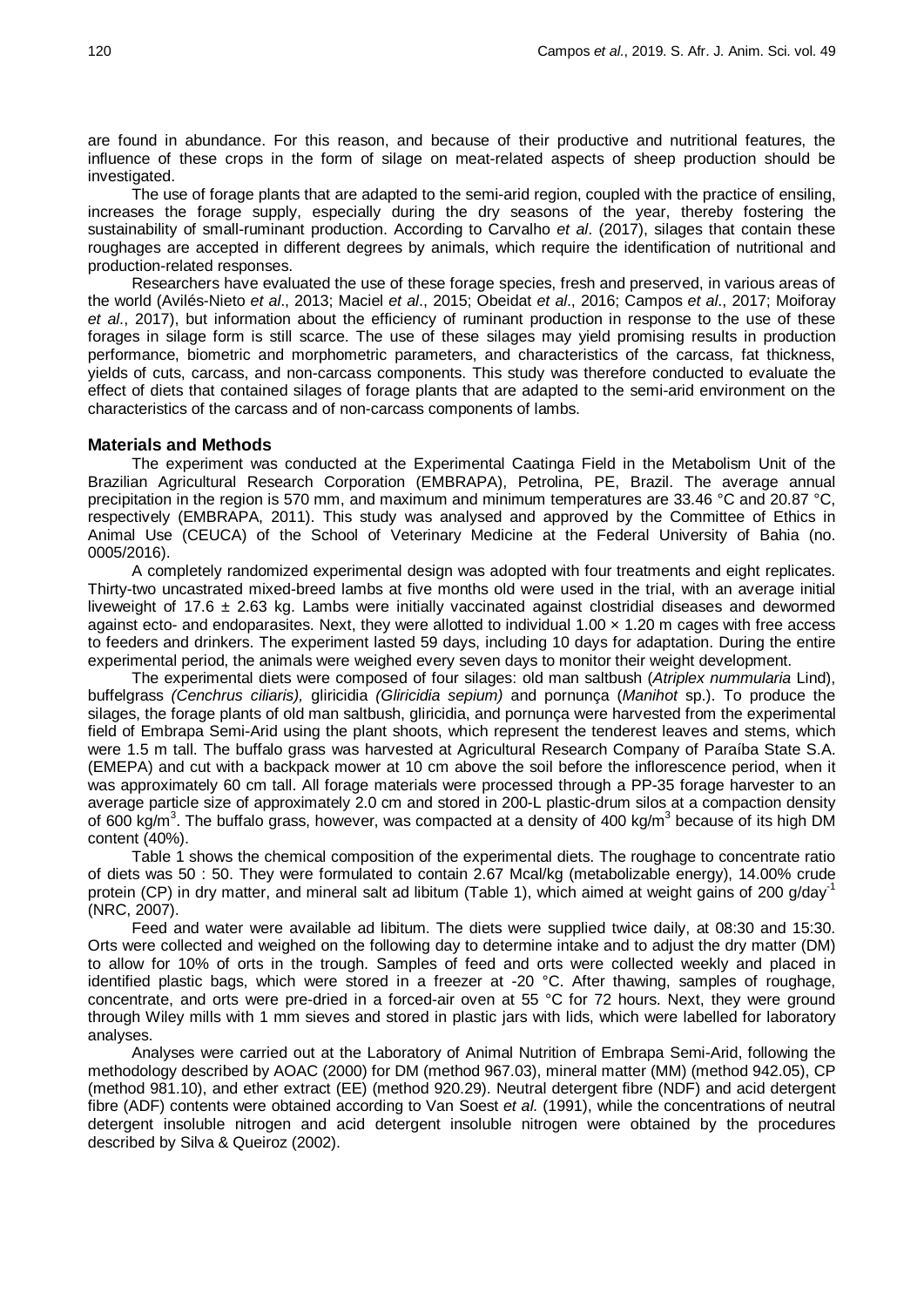are found in abundance. For this reason, and because of their productive and nutritional features, the influence of these crops in the form of silage on meat-related aspects of sheep production should be investigated.

The use of forage plants that are adapted to the semi-arid region, coupled with the practice of ensiling, increases the forage supply, especially during the dry seasons of the year, thereby fostering the sustainability of small-ruminant production. According to Carvalho *et al*. (2017), silages that contain these roughages are accepted in different degrees by animals, which require the identification of nutritional and production-related responses.

Researchers have evaluated the use of these forage species, fresh and preserved, in various areas of the world (Avilés-Nieto *et al*., 2013; Maciel *et al*., 2015; Obeidat *et al*., 2016; Campos *et al*., 2017; Moiforay *et al*., 2017), but information about the efficiency of ruminant production in response to the use of these forages in silage form is still scarce. The use of these silages may yield promising results in production performance, biometric and morphometric parameters, and characteristics of the carcass, fat thickness, yields of cuts, carcass, and non-carcass components. This study was therefore conducted to evaluate the effect of diets that contained silages of forage plants that are adapted to the semi-arid environment on the characteristics of the carcass and of non-carcass components of lambs.

## Materials and Methods

The experiment was conducted at the Experimental Caatinga Field in the Metabolism Unit of the Brazilian Agricultural Research Corporation (EMBRAPA), Petrolina, PE, Brazil. The average annual precipitation in the region is 570 mm, and maximum and minimum temperatures are 33.46 °C and 20.87 °C, respectively (EMBRAPA, 2011). This study was analysed and approved by the Committee of Ethics in Animal Use (CEUCA) of the School of Veterinary Medicine at the Federal University of Bahia (no. 0005/2016).

A completely randomized experimental design was adopted with four treatments and eight replicates. Thirty-two uncastrated mixed-breed lambs at five months old were used in the trial, with an average initial liveweight of 17.6 ± 2.63 kg. Lambs were initially vaccinated against clostridial diseases and dewormed against ecto- and endoparasites. Next, they were allotted to individual 1.00 × 1.20 m cages with free access to feeders and drinkers. The experiment lasted 59 days, including 10 days for adaptation. During the entire experimental period, the animals were weighed every seven days to monitor their weight development.

The experimental diets were composed of four silages: old man saltbush (*Atriplex nummularia* Lind), buffelgrass *(Cenchrus ciliaris),* gliricidia *(Gliricidia sepium)* and pornunça (*Manihot* sp.). To produce the silages, the forage plants of old man saltbush, gliricidia, and pornunça were harvested from the experimental field of Embrapa Semi-Arid using the plant shoots, which represent the tenderest leaves and stems, which were 1.5 m tall. The buffalo grass was harvested at Agricultural Research Company of Paraíba State S.A. (EMEPA) and cut with a backpack mower at 10 cm above the soil before the inflorescence period, when it was approximately 60 cm tall. All forage materials were processed through a PP-35 forage harvester to an average particle size of approximately 2.0 cm and stored in 200-L plastic-drum silos at a compaction density of 600 kg/m$^3$. The buffalo grass, however, was compacted at a density of 400 kg/m$^3$ because of its high DM content (40%).

Table 1 shows the chemical composition of the experimental diets. The roughage to concentrate ratio of diets was 50 : 50. They were formulated to contain 2.67 Mcal/kg (metabolizable energy), 14.00% crude protein (CP) in dry matter, and mineral salt ad libitum (Table 1), which aimed at weight gains of 200 g/day$^{-1}$ (NRC, 2007).

Feed and water were available ad libitum. The diets were supplied twice daily, at 08:30 and 15:30. Orts were collected and weighed on the following day to determine intake and to adjust the dry matter (DM) to allow for 10% of orts in the trough. Samples of feed and orts were collected weekly and placed in identified plastic bags, which were stored in a freezer at -20 °C. After thawing, samples of roughage, concentrate, and orts were pre-dried in a forced-air oven at 55 °C for 72 hours. Next, they were ground through Wiley mills with 1 mm sieves and stored in plastic jars with lids, which were labelled for laboratory analyses.

Analyses were carried out at the Laboratory of Animal Nutrition of Embrapa Semi-Arid, following the methodology described by AOAC (2000) for DM (method 967.03), mineral matter (MM) (method 942.05), CP (method 981.10), and ether extract (EE) (method 920.29). Neutral detergent fibre (NDF) and acid detergent fibre (ADF) contents were obtained according to Van Soest *et al.* (1991), while the concentrations of neutral detergent insoluble nitrogen and acid detergent insoluble nitrogen were obtained by the procedures described by Silva & Queiroz (2002).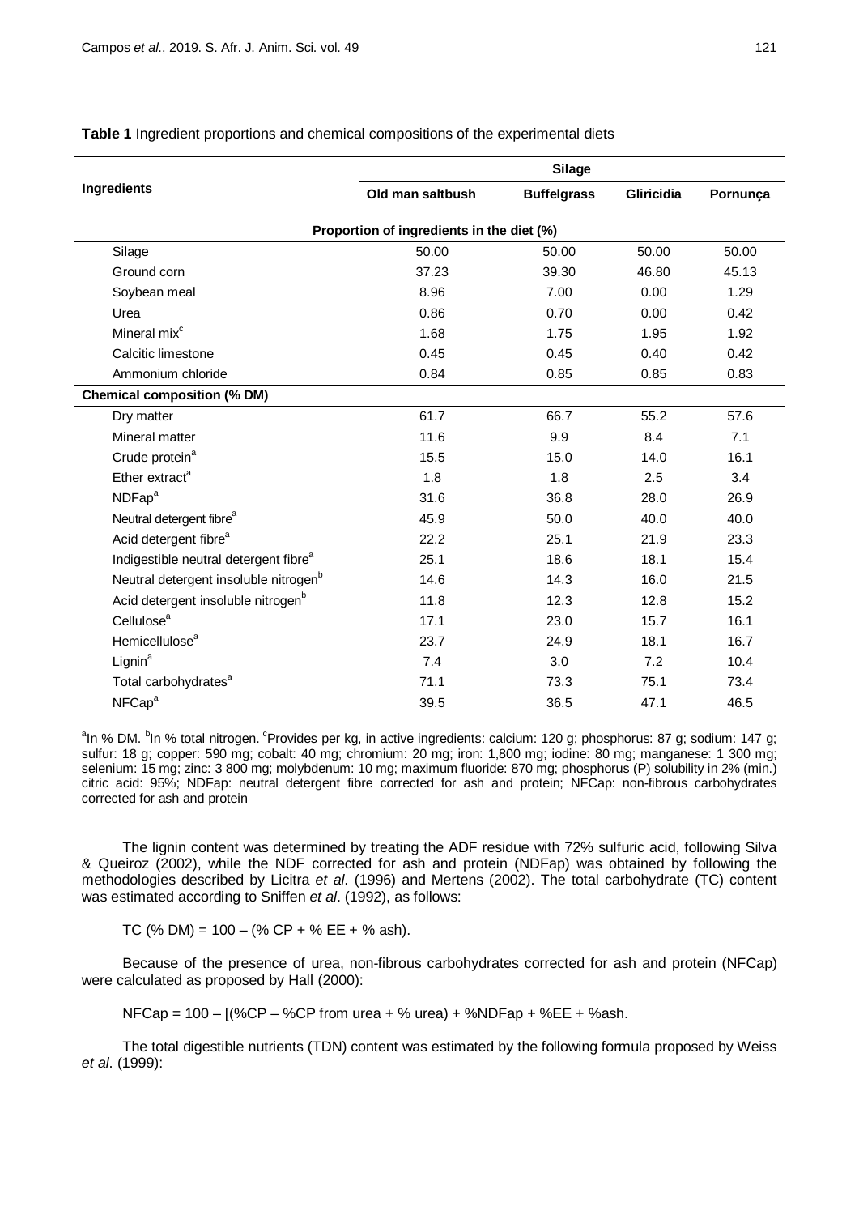**Table 1** Ingredient proportions and chemical compositions of the experimental diets

| Ingredients | Silage | | | |
|---|---|---|---|---|
| | Old man saltbush | Buffelgrass | Gliricidia | Pornunça |
| **Proportion of ingredients in the diet (%)** | | | | |
| Silage | 50.00 | 50.00 | 50.00 | 50.00 |
| Ground corn | 37.23 | 39.30 | 46.80 | 45.13 |
| Soybean meal | 8.96 | 7.00 | 0.00 | 1.29 |
| Urea | 0.86 | 0.70 | 0.00 | 0.42 |
| Mineral mix[c] | 1.68 | 1.75 | 1.95 | 1.92 |
| Calcitic limestone | 0.45 | 0.45 | 0.40 | 0.42 |
| Ammonium chloride | 0.84 | 0.85 | 0.85 | 0.83 |
| **Chemical composition (% DM)** | | | | |
| Dry matter | 61.7 | 66.7 | 55.2 | 57.6 |
| Mineral matter | 11.6 | 9.9 | 8.4 | 7.1 |
| Crude protein[a] | 15.5 | 15.0 | 14.0 | 16.1 |
| Ether extract[a] | 1.8 | 1.8 | 2.5 | 3.4 |
| NDFap[a] | 31.6 | 36.8 | 28.0 | 26.9 |
| Neutral detergent fibre[a] | 45.9 | 50.0 | 40.0 | 40.0 |
| Acid detergent fibre[a] | 22.2 | 25.1 | 21.9 | 23.3 |
| Indigestible neutral detergent fibre[a] | 25.1 | 18.6 | 18.1 | 15.4 |
| Neutral detergent insoluble nitrogen[b] | 14.6 | 14.3 | 16.0 | 21.5 |
| Acid detergent insoluble nitrogen[b] | 11.8 | 12.3 | 12.8 | 15.2 |
| Cellulose[a] | 17.1 | 23.0 | 15.7 | 16.1 |
| Hemicellulose[a] | 23.7 | 24.9 | 18.1 | 16.7 |
| Lignin[a] | 7.4 | 3.0 | 7.2 | 10.4 |
| Total carbohydrates[a] | 71.1 | 73.3 | 75.1 | 73.4 |
| NFCap[a] | 39.5 | 36.5 | 47.1 | 46.5 |

[a]In % DM. [b]In % total nitrogen. [c]Provides per kg, in active ingredients: calcium: 120 g; phosphorus: 87 g; sodium: 147 g; sulfur: 18 g; copper: 590 mg; cobalt: 40 mg; chromium: 20 mg; iron: 1,800 mg; iodine: 80 mg; manganese: 1 300 mg; selenium: 15 mg; zinc: 3 800 mg; molybdenum: 10 mg; maximum fluoride: 870 mg; phosphorus (P) solubility in 2% (min.) citric acid: 95%; NDFap: neutral detergent fibre corrected for ash and protein; NFCap: non-fibrous carbohydrates corrected for ash and protein

The lignin content was determined by treating the ADF residue with 72% sulfuric acid, following Silva & Queiroz (2002), while the NDF corrected for ash and protein (NDFap) was obtained by following the methodologies described by Licitra *et al*. (1996) and Mertens (2002). The total carbohydrate (TC) content was estimated according to Sniffen *et al*. (1992), as follows:

$$TC\ (\%\ DM) = 100 - (\%\ CP + \%\ EE + \%\ ash).$$

Because of the presence of urea, non-fibrous carbohydrates corrected for ash and protein (NFCap) were calculated as proposed by Hall (2000):

$$NFCap = 100 - [(\%CP - \%CP\ from\ urea + \%\ urea) + \%NDFap + \%EE + \%ash.$$

The total digestible nutrients (TDN) content was estimated by the following formula proposed by Weiss *et al*. (1999):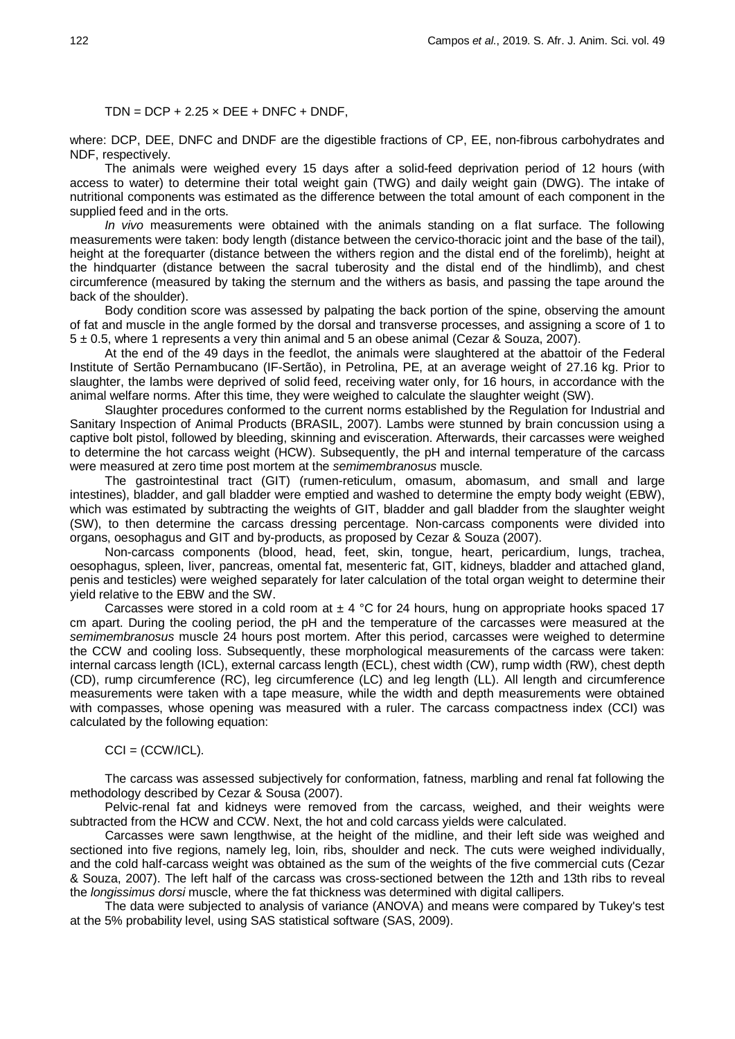$$TDN = DCP + 2.25 \times DEE + DNFC + DNDF,$$

where: DCP, DEE, DNFC and DNDF are the digestible fractions of CP, EE, non-fibrous carbohydrates and NDF, respectively.

The animals were weighed every 15 days after a solid-feed deprivation period of 12 hours (with access to water) to determine their total weight gain (TWG) and daily weight gain (DWG). The intake of nutritional components was estimated as the difference between the total amount of each component in the supplied feed and in the orts.

*In vivo* measurements were obtained with the animals standing on a flat surface. The following measurements were taken: body length (distance between the cervico-thoracic joint and the base of the tail), height at the forequarter (distance between the withers region and the distal end of the forelimb), height at the hindquarter (distance between the sacral tuberosity and the distal end of the hindlimb), and chest circumference (measured by taking the sternum and the withers as basis, and passing the tape around the back of the shoulder).

Body condition score was assessed by palpating the back portion of the spine, observing the amount of fat and muscle in the angle formed by the dorsal and transverse processes, and assigning a score of 1 to 5 ± 0.5, where 1 represents a very thin animal and 5 an obese animal (Cezar & Souza, 2007).

At the end of the 49 days in the feedlot, the animals were slaughtered at the abattoir of the Federal Institute of Sertão Pernambucano (IF-Sertão), in Petrolina, PE, at an average weight of 27.16 kg. Prior to slaughter, the lambs were deprived of solid feed, receiving water only, for 16 hours, in accordance with the animal welfare norms. After this time, they were weighed to calculate the slaughter weight (SW).

Slaughter procedures conformed to the current norms established by the Regulation for Industrial and Sanitary Inspection of Animal Products (BRASIL, 2007). Lambs were stunned by brain concussion using a captive bolt pistol, followed by bleeding, skinning and evisceration. Afterwards, their carcasses were weighed to determine the hot carcass weight (HCW). Subsequently, the pH and internal temperature of the carcass were measured at zero time post mortem at the *semimembranosus* muscle.

The gastrointestinal tract (GIT) (rumen-reticulum, omasum, abomasum, and small and large intestines), bladder, and gall bladder were emptied and washed to determine the empty body weight (EBW), which was estimated by subtracting the weights of GIT, bladder and gall bladder from the slaughter weight (SW), to then determine the carcass dressing percentage. Non-carcass components were divided into organs, oesophagus and GIT and by-products, as proposed by Cezar & Souza (2007).

Non-carcass components (blood, head, feet, skin, tongue, heart, pericardium, lungs, trachea, oesophagus, spleen, liver, pancreas, omental fat, mesenteric fat, GIT, kidneys, bladder and attached gland, penis and testicles) were weighed separately for later calculation of the total organ weight to determine their yield relative to the EBW and the SW.

Carcasses were stored in a cold room at ± 4 °C for 24 hours, hung on appropriate hooks spaced 17 cm apart. During the cooling period, the pH and the temperature of the carcasses were measured at the *semimembranosus* muscle 24 hours post mortem. After this period, carcasses were weighed to determine the CCW and cooling loss. Subsequently, these morphological measurements of the carcass were taken: internal carcass length (ICL), external carcass length (ECL), chest width (CW), rump width (RW), chest depth (CD), rump circumference (RC), leg circumference (LC) and leg length (LL). All length and circumference measurements were taken with a tape measure, while the width and depth measurements were obtained with compasses, whose opening was measured with a ruler. The carcass compactness index (CCI) was calculated by the following equation:

$$CCI = (CCW/ICL).$$

The carcass was assessed subjectively for conformation, fatness, marbling and renal fat following the methodology described by Cezar & Sousa (2007).

Pelvic-renal fat and kidneys were removed from the carcass, weighed, and their weights were subtracted from the HCW and CCW. Next, the hot and cold carcass yields were calculated.

Carcasses were sawn lengthwise, at the height of the midline, and their left side was weighed and sectioned into five regions, namely leg, loin, ribs, shoulder and neck. The cuts were weighed individually, and the cold half-carcass weight was obtained as the sum of the weights of the five commercial cuts (Cezar & Souza, 2007). The left half of the carcass was cross-sectioned between the 12th and 13th ribs to reveal the *longissimus dorsi* muscle, where the fat thickness was determined with digital callipers.

The data were subjected to analysis of variance (ANOVA) and means were compared by Tukey's test at the 5% probability level, using SAS statistical software (SAS, 2009).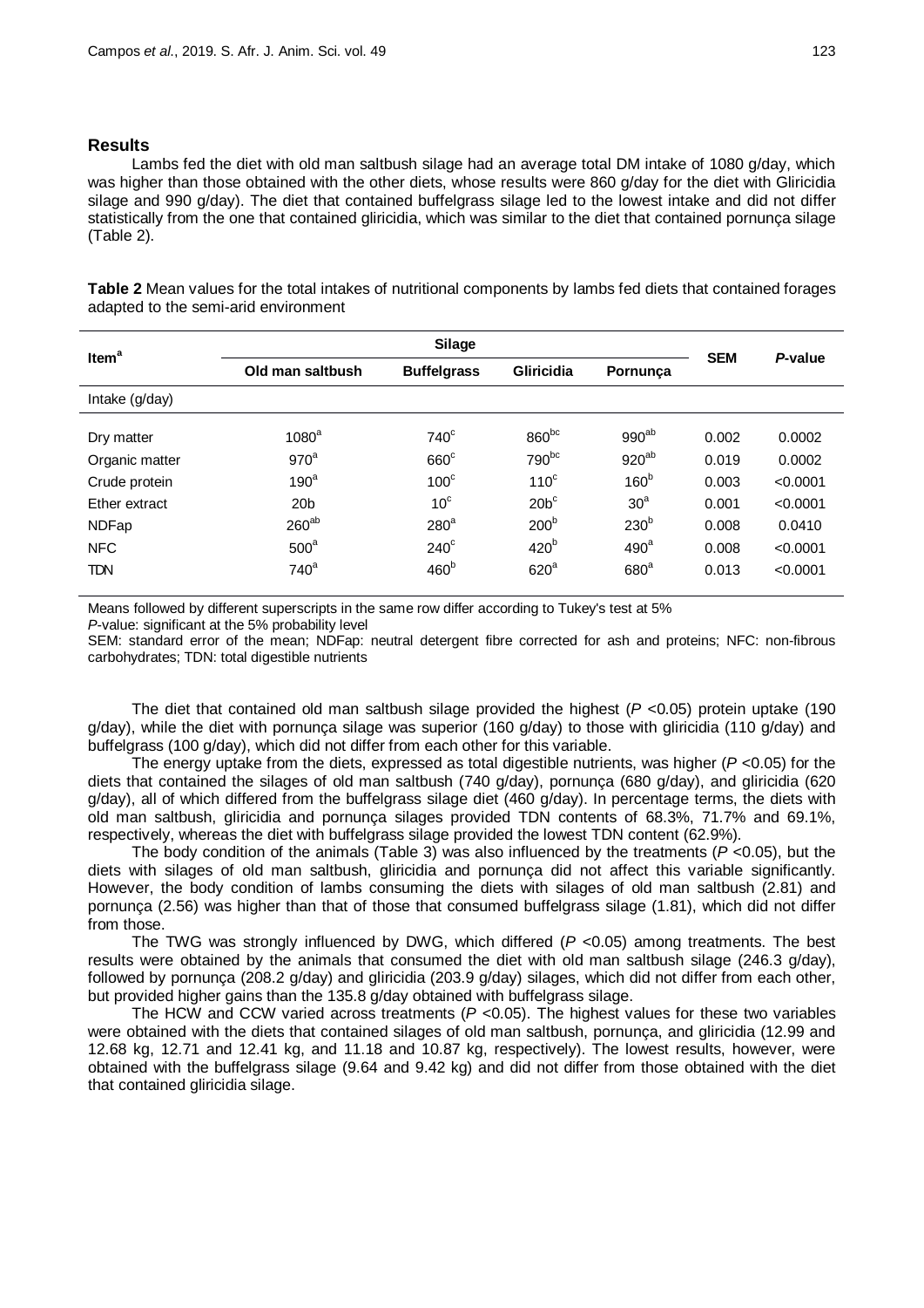## Results

Lambs fed the diet with old man saltbush silage had an average total DM intake of 1080 g/day, which was higher than those obtained with the other diets, whose results were 860 g/day for the diet with Gliricidia silage and 990 g/day). The diet that contained buffelgrass silage led to the lowest intake and did not differ statistically from the one that contained gliricidia, which was similar to the diet that contained pornunça silage (Table 2).

**Table 2** Mean values for the total intakes of nutritional components by lambs fed diets that contained forages adapted to the semi-arid environment

| Item[a] | Silage | | | | SEM | *P*-value |
|---|---|---|---|---|---|---|
| | Old man saltbush | Buffelgrass | Gliricidia | Pornunça | | |
| Intake (g/day) | | | | | | |
| Dry matter | 1080[a] | 740[c] | 860[bc] | 990[ab] | 0.002 | 0.0002 |
| Organic matter | 970[a] | 660[c] | 790[bc] | 920[ab] | 0.019 | 0.0002 |
| Crude protein | 190[a] | 100[c] | 110[c] | 160[b] | 0.003 | <0.0001 |
| Ether extract | 20b | 10[c] | 20b[c] | 30[a] | 0.001 | <0.0001 |
| NDFap | 260[ab] | 280[a] | 200[b] | 230[b] | 0.008 | 0.0410 |
| NFC | 500[a] | 240[c] | 420[b] | 490[a] | 0.008 | <0.0001 |
| TDN | 740[a] | 460[b] | 620[a] | 680[a] | 0.013 | <0.0001 |

Means followed by different superscripts in the same row differ according to Tukey's test at 5%

*P*-value: significant at the 5% probability level

SEM: standard error of the mean; NDFap: neutral detergent fibre corrected for ash and proteins; NFC: non-fibrous carbohydrates; TDN: total digestible nutrients

The diet that contained old man saltbush silage provided the highest ($P$ <0.05) protein uptake (190 g/day), while the diet with pornunça silage was superior (160 g/day) to those with gliricidia (110 g/day) and buffelgrass (100 g/day), which did not differ from each other for this variable.

The energy uptake from the diets, expressed as total digestible nutrients, was higher ($P$ <0.05) for the diets that contained the silages of old man saltbush (740 g/day), pornunça (680 g/day), and gliricidia (620 g/day), all of which differed from the buffelgrass silage diet (460 g/day). In percentage terms, the diets with old man saltbush, gliricidia and pornunça silages provided TDN contents of 68.3%, 71.7% and 69.1%, respectively, whereas the diet with buffelgrass silage provided the lowest TDN content (62.9%).

The body condition of the animals (Table 3) was also influenced by the treatments ($P$ <0.05), but the diets with silages of old man saltbush, gliricidia and pornunça did not affect this variable significantly. However, the body condition of lambs consuming the diets with silages of old man saltbush (2.81) and pornunça (2.56) was higher than that of those that consumed buffelgrass silage (1.81), which did not differ from those.

The TWG was strongly influenced by DWG, which differed ($P$ <0.05) among treatments. The best results were obtained by the animals that consumed the diet with old man saltbush silage (246.3 g/day), followed by pornunça (208.2 g/day) and gliricidia (203.9 g/day) silages, which did not differ from each other, but provided higher gains than the 135.8 g/day obtained with buffelgrass silage.

The HCW and CCW varied across treatments ($P$ <0.05). The highest values for these two variables were obtained with the diets that contained silages of old man saltbush, pornunça, and gliricidia (12.99 and 12.68 kg, 12.71 and 12.41 kg, and 11.18 and 10.87 kg, respectively). The lowest results, however, were obtained with the buffelgrass silage (9.64 and 9.42 kg) and did not differ from those obtained with the diet that contained gliricidia silage.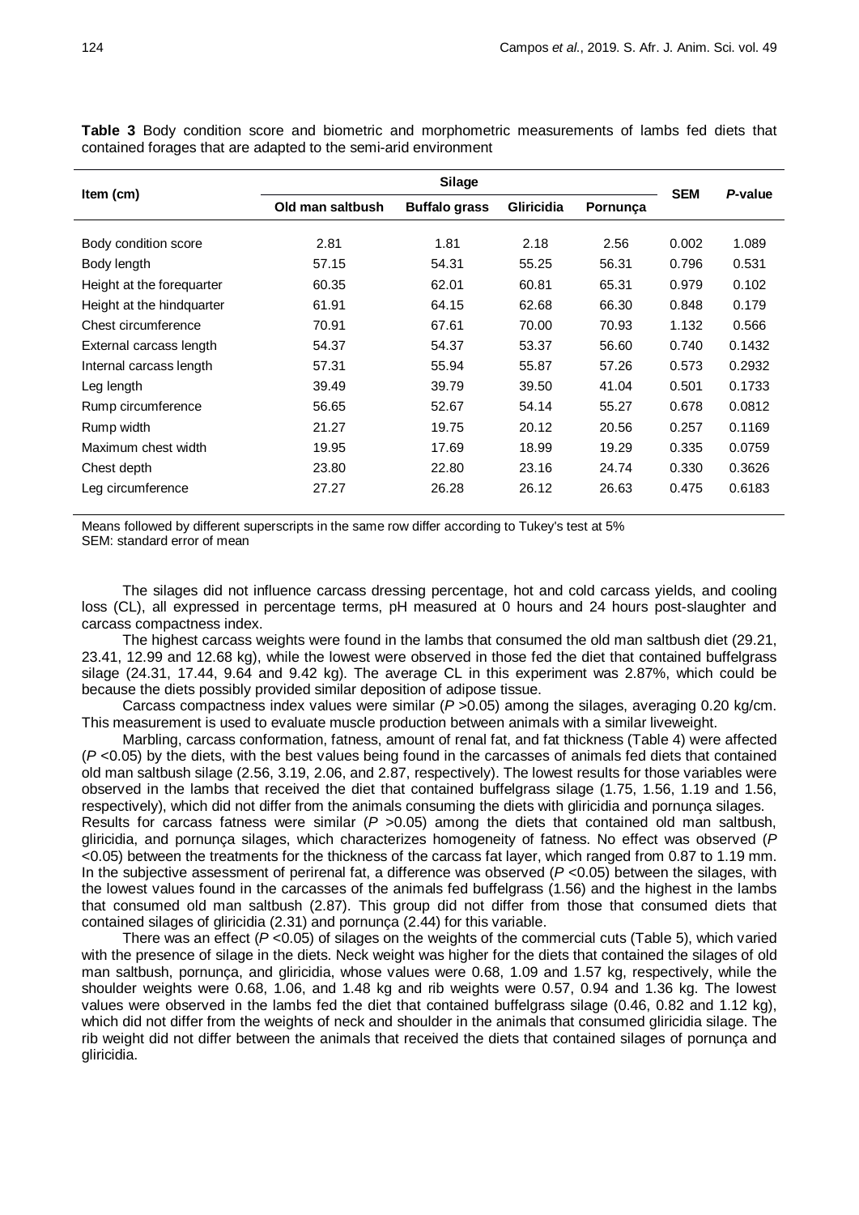**Table 3** Body condition score and biometric and morphometric measurements of lambs fed diets that contained forages that are adapted to the semi-arid environment

| Item (cm) | Silage | | | | SEM | *P*-value |
|---|---|---|---|---|---|---|
| | Old man saltbush | Buffalo grass | Gliricidia | Pornunça | | |
| Body condition score | 2.81 | 1.81 | 2.18 | 2.56 | 0.002 | 1.089 |
| Body length | 57.15 | 54.31 | 55.25 | 56.31 | 0.796 | 0.531 |
| Height at the forequarter | 60.35 | 62.01 | 60.81 | 65.31 | 0.979 | 0.102 |
| Height at the hindquarter | 61.91 | 64.15 | 62.68 | 66.30 | 0.848 | 0.179 |
| Chest circumference | 70.91 | 67.61 | 70.00 | 70.93 | 1.132 | 0.566 |
| External carcass length | 54.37 | 54.37 | 53.37 | 56.60 | 0.740 | 0.1432 |
| Internal carcass length | 57.31 | 55.94 | 55.87 | 57.26 | 0.573 | 0.2932 |
| Leg length | 39.49 | 39.79 | 39.50 | 41.04 | 0.501 | 0.1733 |
| Rump circumference | 56.65 | 52.67 | 54.14 | 55.27 | 0.678 | 0.0812 |
| Rump width | 21.27 | 19.75 | 20.12 | 20.56 | 0.257 | 0.1169 |
| Maximum chest width | 19.95 | 17.69 | 18.99 | 19.29 | 0.335 | 0.0759 |
| Chest depth | 23.80 | 22.80 | 23.16 | 24.74 | 0.330 | 0.3626 |
| Leg circumference | 27.27 | 26.28 | 26.12 | 26.63 | 0.475 | 0.6183 |

Means followed by different superscripts in the same row differ according to Tukey's test at 5%
SEM: standard error of mean

The silages did not influence carcass dressing percentage, hot and cold carcass yields, and cooling loss (CL), all expressed in percentage terms, pH measured at 0 hours and 24 hours post-slaughter and carcass compactness index.

The highest carcass weights were found in the lambs that consumed the old man saltbush diet (29.21, 23.41, 12.99 and 12.68 kg), while the lowest were observed in those fed the diet that contained buffelgrass silage (24.31, 17.44, 9.64 and 9.42 kg). The average CL in this experiment was 2.87%, which could be because the diets possibly provided similar deposition of adipose tissue.

Carcass compactness index values were similar ($P > 0.05$) among the silages, averaging 0.20 kg/cm. This measurement is used to evaluate muscle production between animals with a similar liveweight.

Marbling, carcass conformation, fatness, amount of renal fat, and fat thickness (Table 4) were affected ($P < 0.05$) by the diets, with the best values being found in the carcasses of animals fed diets that contained old man saltbush silage (2.56, 3.19, 2.06, and 2.87, respectively). The lowest results for those variables were observed in the lambs that received the diet that contained buffelgrass silage (1.75, 1.56, 1.19 and 1.56, respectively), which did not differ from the animals consuming the diets with gliricidia and pornunça silages. Results for carcass fatness were similar ($P > 0.05$) among the diets that contained old man saltbush, gliricidia, and pornunça silages, which characterizes homogeneity of fatness. No effect was observed ($P < 0.05$) between the treatments for the thickness of the carcass fat layer, which ranged from 0.87 to 1.19 mm. In the subjective assessment of perirenal fat, a difference was observed ($P < 0.05$) between the silages, with the lowest values found in the carcasses of the animals fed buffelgrass (1.56) and the highest in the lambs that consumed old man saltbush (2.87). This group did not differ from those that consumed diets that contained silages of gliricidia (2.31) and pornunça (2.44) for this variable.

There was an effect ($P < 0.05$) of silages on the weights of the commercial cuts (Table 5), which varied with the presence of silage in the diets. Neck weight was higher for the diets that contained the silages of old man saltbush, pornunça, and gliricidia, whose values were 0.68, 1.09 and 1.57 kg, respectively, while the shoulder weights were 0.68, 1.06, and 1.48 kg and rib weights were 0.57, 0.94 and 1.36 kg. The lowest values were observed in the lambs fed the diet that contained buffelgrass silage (0.46, 0.82 and 1.12 kg), which did not differ from the weights of neck and shoulder in the animals that consumed gliricidia silage. The rib weight did not differ between the animals that received the diets that contained silages of pornunça and gliricidia.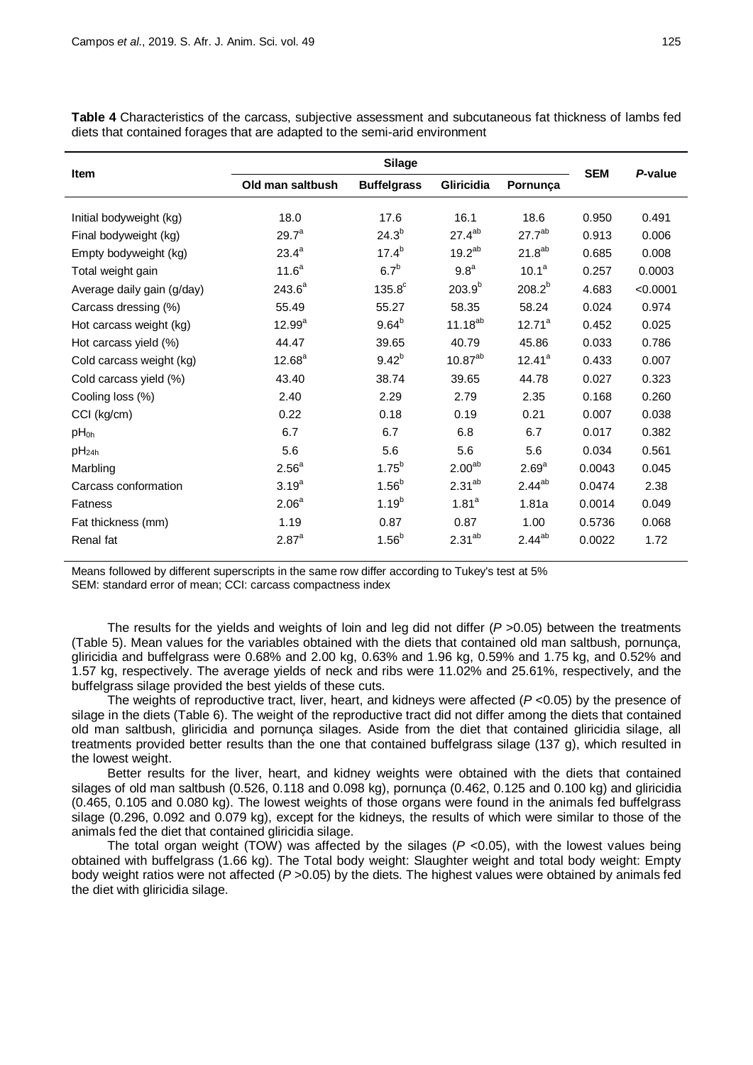**Table 4** Characteristics of the carcass, subjective assessment and subcutaneous fat thickness of lambs fed diets that contained forages that are adapted to the semi-arid environment

| Item | Silage | | | | SEM | *P*-value |
|---|---|---|---|---|---|---|
| | Old man saltbush | Buffelgrass | Gliricidia | Pornunça | | |
| Initial bodyweight (kg) | 18.0 | 17.6 | 16.1 | 18.6 | 0.950 | 0.491 |
| Final bodyweight (kg) | $29.7^{a}$ | $24.3^{b}$ | $27.4^{ab}$ | $27.7^{ab}$ | 0.913 | 0.006 |
| Empty bodyweight (kg) | $23.4^{a}$ | $17.4^{b}$ | $19.2^{ab}$ | $21.8^{ab}$ | 0.685 | 0.008 |
| Total weight gain | $11.6^{a}$ | $6.7^{b}$ | $9.8^{a}$ | $10.1^{a}$ | 0.257 | 0.0003 |
| Average daily gain (g/day) | $243.6^{a}$ | $135.8^{c}$ | $203.9^{b}$ | $208.2^{b}$ | 4.683 | <0.0001 |
| Carcass dressing (%) | 55.49 | 55.27 | 58.35 | 58.24 | 0.024 | 0.974 |
| Hot carcass weight (kg) | $12.99^{a}$ | $9.64^{b}$ | $11.18^{ab}$ | $12.71^{a}$ | 0.452 | 0.025 |
| Hot carcass yield (%) | 44.47 | 39.65 | 40.79 | 45.86 | 0.033 | 0.786 |
| Cold carcass weight (kg) | $12.68^{a}$ | $9.42^{b}$ | $10.87^{ab}$ | $12.41^{a}$ | 0.433 | 0.007 |
| Cold carcass yield (%) | 43.40 | 38.74 | 39.65 | 44.78 | 0.027 | 0.323 |
| Cooling loss (%) | 2.40 | 2.29 | 2.79 | 2.35 | 0.168 | 0.260 |
| CCI (kg/cm) | 0.22 | 0.18 | 0.19 | 0.21 | 0.007 | 0.038 |
| $pH_{0h}$ | 6.7 | 6.7 | 6.8 | 6.7 | 0.017 | 0.382 |
| $pH_{24h}$ | 5.6 | 5.6 | 5.6 | 5.6 | 0.034 | 0.561 |
| Marbling | $2.56^{a}$ | $1.75^{b}$ | $2.00^{ab}$ | $2.69^{a}$ | 0.0043 | 0.045 |
| Carcass conformation | $3.19^{a}$ | $1.56^{b}$ | $2.31^{ab}$ | $2.44^{ab}$ | 0.0474 | 2.38 |
| Fatness | $2.06^{a}$ | $1.19^{b}$ | $1.81^{a}$ | 1.81a | 0.0014 | 0.049 |
| Fat thickness (mm) | 1.19 | 0.87 | 0.87 | 1.00 | 0.5736 | 0.068 |
| Renal fat | $2.87^{a}$ | $1.56^{b}$ | $2.31^{ab}$ | $2.44^{ab}$ | 0.0022 | 1.72 |

Means followed by different superscripts in the same row differ according to Tukey's test at 5%
SEM: standard error of mean; CCI: carcass compactness index

The results for the yields and weights of loin and leg did not differ ($P$ >0.05) between the treatments (Table 5). Mean values for the variables obtained with the diets that contained old man saltbush, pornunça, gliricidia and buffelgrass were 0.68% and 2.00 kg, 0.63% and 1.96 kg, 0.59% and 1.75 kg, and 0.52% and 1.57 kg, respectively. The average yields of neck and ribs were 11.02% and 25.61%, respectively, and the buffelgrass silage provided the best yields of these cuts.

The weights of reproductive tract, liver, heart, and kidneys were affected ($P$ <0.05) by the presence of silage in the diets (Table 6). The weight of the reproductive tract did not differ among the diets that contained old man saltbush, gliricidia and pornunça silages. Aside from the diet that contained gliricidia silage, all treatments provided better results than the one that contained buffelgrass silage (137 g), which resulted in the lowest weight.

Better results for the liver, heart, and kidney weights were obtained with the diets that contained silages of old man saltbush (0.526, 0.118 and 0.098 kg), pornunça (0.462, 0.125 and 0.100 kg) and gliricidia (0.465, 0.105 and 0.080 kg). The lowest weights of those organs were found in the animals fed buffelgrass silage (0.296, 0.092 and 0.079 kg), except for the kidneys, the results of which were similar to those of the animals fed the diet that contained gliricidia silage.

The total organ weight (TOW) was affected by the silages ($P$ <0.05), with the lowest values being obtained with buffelgrass (1.66 kg). The Total body weight: Slaughter weight and total body weight: Empty body weight ratios were not affected ($P$ >0.05) by the diets. The highest values were obtained by animals fed the diet with gliricidia silage.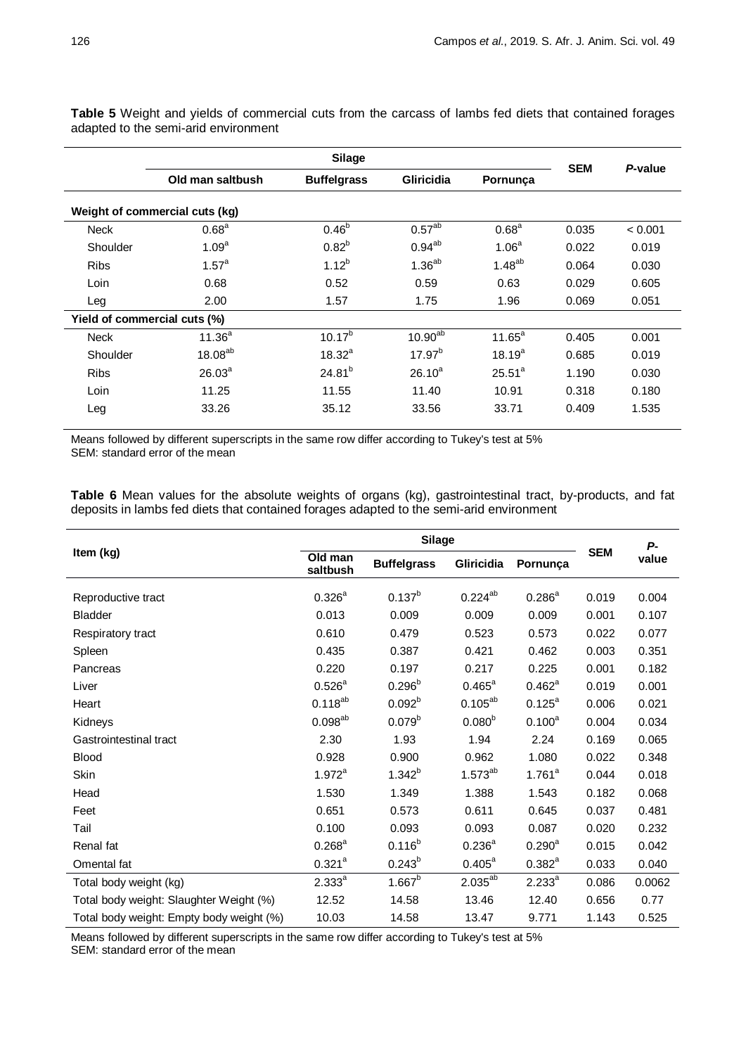**Table 5** Weight and yields of commercial cuts from the carcass of lambs fed diets that contained forages adapted to the semi-arid environment

| | Silage | | | | SEM | *P*-value |
|---|---|---|---|---|---|---|
| | Old man saltbush | Buffelgrass | Gliricidia | Pornunça | | |
| **Weight of commercial cuts (kg)** | | | | | | |
| Neck | 0.68[a] | 0.46[b] | 0.57[ab] | 0.68[a] | 0.035 | < 0.001 |
| Shoulder | 1.09[a] | 0.82[b] | 0.94[ab] | 1.06[a] | 0.022 | 0.019 |
| Ribs | 1.57[a] | 1.12[b] | 1.36[ab] | 1.48[ab] | 0.064 | 0.030 |
| Loin | 0.68 | 0.52 | 0.59 | 0.63 | 0.029 | 0.605 |
| Leg | 2.00 | 1.57 | 1.75 | 1.96 | 0.069 | 0.051 |
| **Yield of commercial cuts (%)** | | | | | | |
| Neck | 11.36[a] | 10.17[b] | 10.90[ab] | 11.65[a] | 0.405 | 0.001 |
| Shoulder | 18.08[ab] | 18.32[a] | 17.97[b] | 18.19[a] | 0.685 | 0.019 |
| Ribs | 26.03[a] | 24.81[b] | 26.10[a] | 25.51[a] | 1.190 | 0.030 |
| Loin | 11.25 | 11.55 | 11.40 | 10.91 | 0.318 | 0.180 |
| Leg | 33.26 | 35.12 | 33.56 | 33.71 | 0.409 | 1.535 |

Means followed by different superscripts in the same row differ according to Tukey's test at 5%
SEM: standard error of the mean

**Table 6** Mean values for the absolute weights of organs (kg), gastrointestinal tract, by-products, and fat deposits in lambs fed diets that contained forages adapted to the semi-arid environment

| Item (kg) | Silage | | | | SEM | *P*-value |
|---|---|---|---|---|---|---|
| | Old man saltbush | Buffelgrass | Gliricidia | Pornunça | | |
| Reproductive tract | 0.326[a] | 0.137[b] | 0.224[ab] | 0.286[a] | 0.019 | 0.004 |
| Bladder | 0.013 | 0.009 | 0.009 | 0.009 | 0.001 | 0.107 |
| Respiratory tract | 0.610 | 0.479 | 0.523 | 0.573 | 0.022 | 0.077 |
| Spleen | 0.435 | 0.387 | 0.421 | 0.462 | 0.003 | 0.351 |
| Pancreas | 0.220 | 0.197 | 0.217 | 0.225 | 0.001 | 0.182 |
| Liver | 0.526[a] | 0.296[b] | 0.465[a] | 0.462[a] | 0.019 | 0.001 |
| Heart | 0.118[ab] | 0.092[b] | 0.105[ab] | 0.125[a] | 0.006 | 0.021 |
| Kidneys | 0.098[ab] | 0.079[b] | 0.080[b] | 0.100[a] | 0.004 | 0.034 |
| Gastrointestinal tract | 2.30 | 1.93 | 1.94 | 2.24 | 0.169 | 0.065 |
| Blood | 0.928 | 0.900 | 0.962 | 1.080 | 0.022 | 0.348 |
| Skin | 1.972[a] | 1.342[b] | 1.573[ab] | 1.761[a] | 0.044 | 0.018 |
| Head | 1.530 | 1.349 | 1.388 | 1.543 | 0.182 | 0.068 |
| Feet | 0.651 | 0.573 | 0.611 | 0.645 | 0.037 | 0.481 |
| Tail | 0.100 | 0.093 | 0.093 | 0.087 | 0.020 | 0.232 |
| Renal fat | 0.268[a] | 0.116[b] | 0.236[a] | 0.290[a] | 0.015 | 0.042 |
| Omental fat | 0.321[a] | 0.243[b] | 0.405[a] | 0.382[a] | 0.033 | 0.040 |
| Total body weight (kg) | 2.333[a] | 1.667[b] | 2.035[ab] | 2.233[a] | 0.086 | 0.0062 |
| Total body weight: Slaughter Weight (%) | 12.52 | 14.58 | 13.46 | 12.40 | 0.656 | 0.77 |
| Total body weight: Empty body weight (%) | 10.03 | 14.58 | 13.47 | 9.771 | 1.143 | 0.525 |

Means followed by different superscripts in the same row differ according to Tukey's test at 5%
SEM: standard error of the mean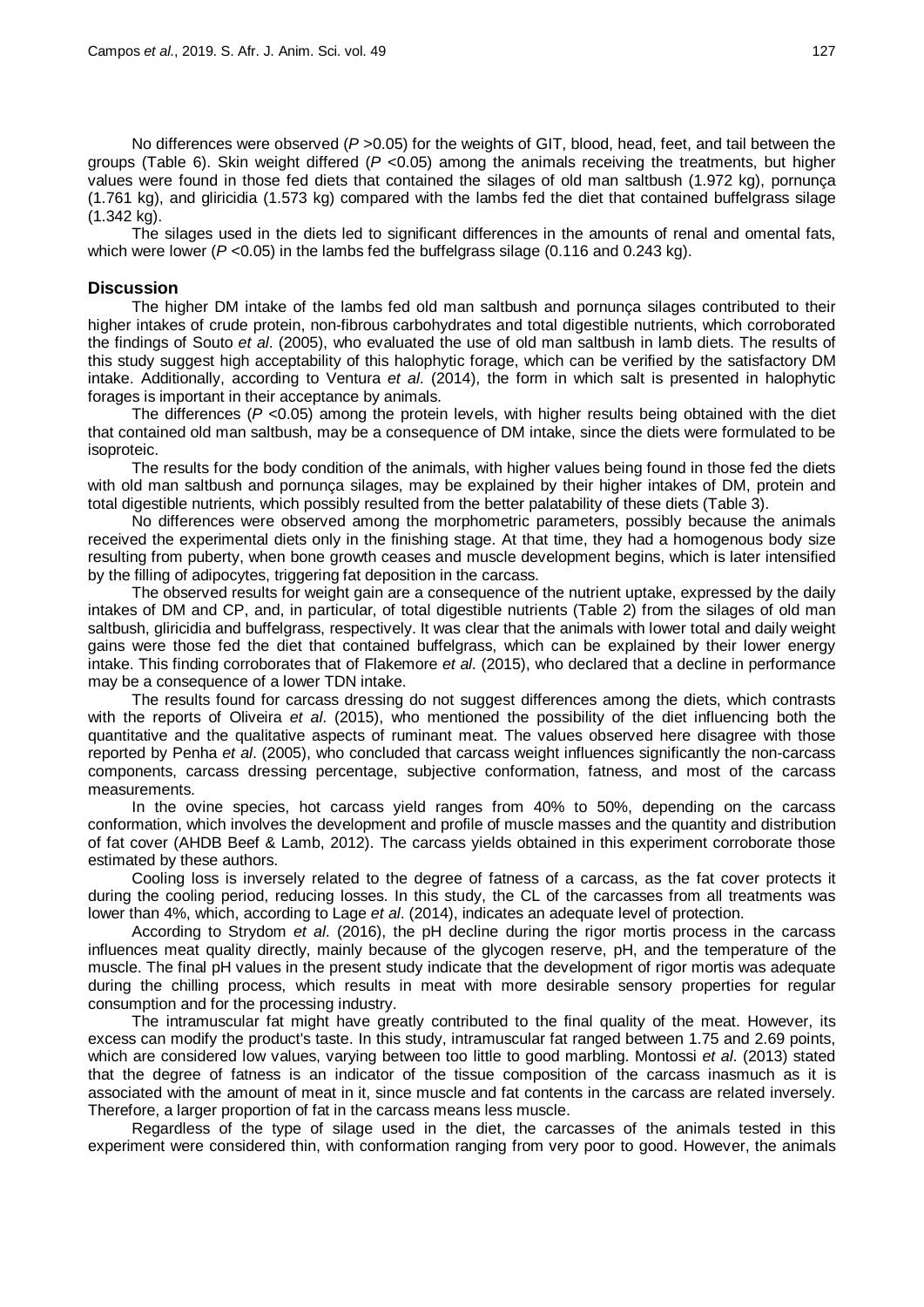No differences were observed ($P > 0.05$) for the weights of GIT, blood, head, feet, and tail between the groups (Table 6). Skin weight differed ($P < 0.05$) among the animals receiving the treatments, but higher values were found in those fed diets that contained the silages of old man saltbush (1.972 kg), pornunça (1.761 kg), and gliricidia (1.573 kg) compared with the lambs fed the diet that contained buffelgrass silage (1.342 kg).

The silages used in the diets led to significant differences in the amounts of renal and omental fats, which were lower ($P < 0.05$) in the lambs fed the buffelgrass silage (0.116 and 0.243 kg).

## Discussion

The higher DM intake of the lambs fed old man saltbush and pornunça silages contributed to their higher intakes of crude protein, non-fibrous carbohydrates and total digestible nutrients, which corroborated the findings of Souto *et al*. (2005), who evaluated the use of old man saltbush in lamb diets. The results of this study suggest high acceptability of this halophytic forage, which can be verified by the satisfactory DM intake. Additionally, according to Ventura *et al*. (2014), the form in which salt is presented in halophytic forages is important in their acceptance by animals.

The differences ($P < 0.05$) among the protein levels, with higher results being obtained with the diet that contained old man saltbush, may be a consequence of DM intake, since the diets were formulated to be isoproteic.

The results for the body condition of the animals, with higher values being found in those fed the diets with old man saltbush and pornunça silages, may be explained by their higher intakes of DM, protein and total digestible nutrients, which possibly resulted from the better palatability of these diets (Table 3).

No differences were observed among the morphometric parameters, possibly because the animals received the experimental diets only in the finishing stage. At that time, they had a homogenous body size resulting from puberty, when bone growth ceases and muscle development begins, which is later intensified by the filling of adipocytes, triggering fat deposition in the carcass.

The observed results for weight gain are a consequence of the nutrient uptake, expressed by the daily intakes of DM and CP, and, in particular, of total digestible nutrients (Table 2) from the silages of old man saltbush, gliricidia and buffelgrass, respectively. It was clear that the animals with lower total and daily weight gains were those fed the diet that contained buffelgrass, which can be explained by their lower energy intake. This finding corroborates that of Flakemore *et al*. (2015), who declared that a decline in performance may be a consequence of a lower TDN intake.

The results found for carcass dressing do not suggest differences among the diets, which contrasts with the reports of Oliveira *et al*. (2015), who mentioned the possibility of the diet influencing both the quantitative and the qualitative aspects of ruminant meat. The values observed here disagree with those reported by Penha *et al*. (2005), who concluded that carcass weight influences significantly the non-carcass components, carcass dressing percentage, subjective conformation, fatness, and most of the carcass measurements.

In the ovine species, hot carcass yield ranges from 40% to 50%, depending on the carcass conformation, which involves the development and profile of muscle masses and the quantity and distribution of fat cover (AHDB Beef & Lamb, 2012). The carcass yields obtained in this experiment corroborate those estimated by these authors.

Cooling loss is inversely related to the degree of fatness of a carcass, as the fat cover protects it during the cooling period, reducing losses. In this study, the CL of the carcasses from all treatments was lower than 4%, which, according to Lage *et al*. (2014), indicates an adequate level of protection.

According to Strydom *et al*. (2016), the pH decline during the rigor mortis process in the carcass influences meat quality directly, mainly because of the glycogen reserve, pH, and the temperature of the muscle. The final pH values in the present study indicate that the development of rigor mortis was adequate during the chilling process, which results in meat with more desirable sensory properties for regular consumption and for the processing industry.

The intramuscular fat might have greatly contributed to the final quality of the meat. However, its excess can modify the product's taste. In this study, intramuscular fat ranged between 1.75 and 2.69 points, which are considered low values, varying between too little to good marbling. Montossi *et al*. (2013) stated that the degree of fatness is an indicator of the tissue composition of the carcass inasmuch as it is associated with the amount of meat in it, since muscle and fat contents in the carcass are related inversely. Therefore, a larger proportion of fat in the carcass means less muscle.

Regardless of the type of silage used in the diet, the carcasses of the animals tested in this experiment were considered thin, with conformation ranging from very poor to good. However, the animals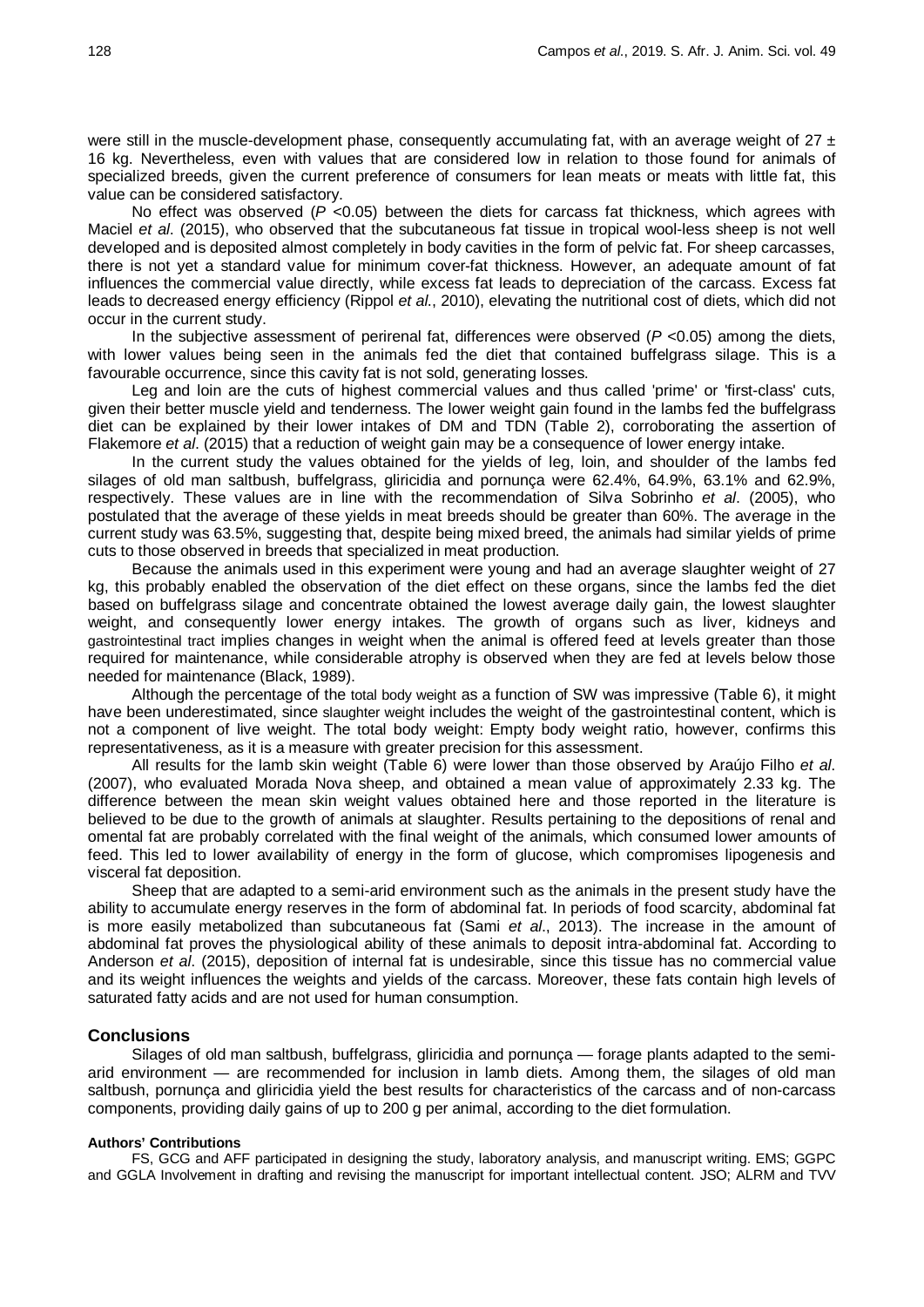were still in the muscle-development phase, consequently accumulating fat, with an average weight of 27 ± 16 kg. Nevertheless, even with values that are considered low in relation to those found for animals of specialized breeds, given the current preference of consumers for lean meats or meats with little fat, this value can be considered satisfactory.

No effect was observed ($P$ <0.05) between the diets for carcass fat thickness, which agrees with Maciel *et al*. (2015), who observed that the subcutaneous fat tissue in tropical wool-less sheep is not well developed and is deposited almost completely in body cavities in the form of pelvic fat. For sheep carcasses, there is not yet a standard value for minimum cover-fat thickness. However, an adequate amount of fat influences the commercial value directly, while excess fat leads to depreciation of the carcass. Excess fat leads to decreased energy efficiency (Rippol *et al*., 2010), elevating the nutritional cost of diets, which did not occur in the current study.

In the subjective assessment of perirenal fat, differences were observed ($P$ <0.05) among the diets, with lower values being seen in the animals fed the diet that contained buffelgrass silage. This is a favourable occurrence, since this cavity fat is not sold, generating losses.

Leg and loin are the cuts of highest commercial values and thus called 'prime' or 'first-class' cuts, given their better muscle yield and tenderness. The lower weight gain found in the lambs fed the buffelgrass diet can be explained by their lower intakes of DM and TDN (Table 2), corroborating the assertion of Flakemore *et al*. (2015) that a reduction of weight gain may be a consequence of lower energy intake.

In the current study the values obtained for the yields of leg, loin, and shoulder of the lambs fed silages of old man saltbush, buffelgrass, gliricidia and pornunça were 62.4%, 64.9%, 63.1% and 62.9%, respectively. These values are in line with the recommendation of Silva Sobrinho *et al*. (2005), who postulated that the average of these yields in meat breeds should be greater than 60%. The average in the current study was 63.5%, suggesting that, despite being mixed breed, the animals had similar yields of prime cuts to those observed in breeds that specialized in meat production.

Because the animals used in this experiment were young and had an average slaughter weight of 27 kg, this probably enabled the observation of the diet effect on these organs, since the lambs fed the diet based on buffelgrass silage and concentrate obtained the lowest average daily gain, the lowest slaughter weight, and consequently lower energy intakes. The growth of organs such as liver, kidneys and gastrointestinal tract implies changes in weight when the animal is offered feed at levels greater than those required for maintenance, while considerable atrophy is observed when they are fed at levels below those needed for maintenance (Black, 1989).

Although the percentage of the total body weight as a function of SW was impressive (Table 6), it might have been underestimated, since slaughter weight includes the weight of the gastrointestinal content, which is not a component of live weight. The total body weight: Empty body weight ratio, however, confirms this representativeness, as it is a measure with greater precision for this assessment.

All results for the lamb skin weight (Table 6) were lower than those observed by Araújo Filho *et al*. (2007), who evaluated Morada Nova sheep, and obtained a mean value of approximately 2.33 kg. The difference between the mean skin weight values obtained here and those reported in the literature is believed to be due to the growth of animals at slaughter. Results pertaining to the depositions of renal and omental fat are probably correlated with the final weight of the animals, which consumed lower amounts of feed. This led to lower availability of energy in the form of glucose, which compromises lipogenesis and visceral fat deposition.

Sheep that are adapted to a semi-arid environment such as the animals in the present study have the ability to accumulate energy reserves in the form of abdominal fat. In periods of food scarcity, abdominal fat is more easily metabolized than subcutaneous fat (Sami *et al*., 2013). The increase in the amount of abdominal fat proves the physiological ability of these animals to deposit intra-abdominal fat. According to Anderson *et al*. (2015), deposition of internal fat is undesirable, since this tissue has no commercial value and its weight influences the weights and yields of the carcass. Moreover, these fats contain high levels of saturated fatty acids and are not used for human consumption.

## Conclusions

Silages of old man saltbush, buffelgrass, gliricidia and pornunça — forage plants adapted to the semi-arid environment — are recommended for inclusion in lamb diets. Among them, the silages of old man saltbush, pornunça and gliricidia yield the best results for characteristics of the carcass and of non-carcass components, providing daily gains of up to 200 g per animal, according to the diet formulation.

#### Authors' Contributions

FS, GCG and AFF participated in designing the study, laboratory analysis, and manuscript writing. EMS; GGPC and GGLA Involvement in drafting and revising the manuscript for important intellectual content. JSO; ALRM and TVV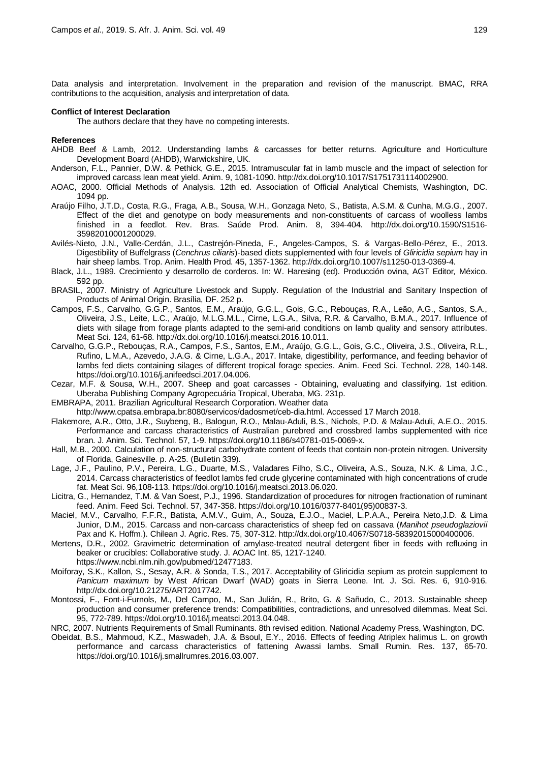Data analysis and interpretation. Involvement in the preparation and revision of the manuscript. BMAC, RRA contributions to the acquisition, analysis and interpretation of data.

**Conflict of Interest Declaration**

The authors declare that they have no competing interests.

**References**

AHDB Beef & Lamb, 2012. Understanding lambs & carcasses for better returns. Agriculture and Horticulture Development Board (AHDB), Warwickshire, UK.

Anderson, F.L., Pannier, D.W. & Pethick, G.E., 2015. Intramuscular fat in lamb muscle and the impact of selection for improved carcass lean meat yield. Anim. 9, 1081-1090. http://dx.doi.org/10.1017/S1751731114002900.

AOAC, 2000. Official Methods of Analysis. 12th ed. Association of Official Analytical Chemists, Washington, DC. 1094 pp.

Araújo Filho, J.T.D., Costa, R.G., Fraga, A.B., Sousa, W.H., Gonzaga Neto, S., Batista, A.S.M. & Cunha, M.G.G., 2007. Effect of the diet and genotype on body measurements and non-constituents of carcass of woolless lambs finished in a feedlot. Rev. Bras. Saúde Prod. Anim. 8, 394-404. http://dx.doi.org/10.1590/S1516-35982010001200029.

Avilés-Nieto, J.N., Valle-Cerdán, J.L., Castrejón-Pineda, F., Angeles-Campos, S. & Vargas-Bello-Pérez, E., 2013. Digestibility of Buffelgrass (*Cenchrus ciliaris*)-based diets supplemented with four levels of *Gliricidia sepium* hay in hair sheep lambs. Trop. Anim. Health Prod. 45, 1357-1362. http://dx.doi.org/10.1007/s11250-013-0369-4.

Black, J.L., 1989. Crecimiento y desarrollo de corderos. In: W. Haresing (ed). Producción ovina, AGT Editor, México. 592 pp.

BRASIL, 2007. Ministry of Agriculture Livestock and Supply. Regulation of the Industrial and Sanitary Inspection of Products of Animal Origin. Brasília, DF. 252 p.

Campos, F.S., Carvalho, G.G.P., Santos, E.M., Araújo, G.G.L., Gois, G.C., Rebouças, R.A., Leão, A.G., Santos, S.A., Oliveira, J.S., Leite, L.C., Araújo, M.L.G.M.L., Cirne, L.G.A., Silva, R.R. & Carvalho, B.M.A., 2017. Influence of diets with silage from forage plants adapted to the semi-arid conditions on lamb quality and sensory attributes. Meat Sci. 124, 61-68. http://dx.doi.org/10.1016/j.meatsci.2016.10.011.

Carvalho, G.G.P., Rebouças, R.A., Campos, F.S., Santos, E.M., Araújo, G.G.L., Gois, G.C., Oliveira, J.S., Oliveira, R.L., Rufino, L.M.A., Azevedo, J.A.G. & Cirne, L.G.A., 2017. Intake, digestibility, performance, and feeding behavior of lambs fed diets containing silages of different tropical forage species. Anim. Feed Sci. Technol. 228, 140-148. https://doi.org/10.1016/j.anifeedsci.2017.04.006.

Cezar, M.F. & Sousa, W.H., 2007. Sheep and goat carcasses - Obtaining, evaluating and classifying. 1st edition. Uberaba Publishing Company Agropecuária Tropical, Uberaba, MG. 231p.

EMBRAPA, 2011. Brazilian Agricultural Research Corporation. Weather data http://www.cpatsa.embrapa.br:8080/servicos/dadosmet/ceb-dia.html. Accessed 17 March 2018.

Flakemore, A.R., Otto, J.R., Suybeng, B., Balogun, R.O., Malau-Aduli, B.S., Nichols, P.D. & Malau-Aduli, A.E.O., 2015. Performance and carcass characteristics of Australian purebred and crossbred lambs supplemented with rice bran. J. Anim. Sci. Technol. 57, 1-9. https://doi.org/10.1186/s40781-015-0069-x.

Hall, M.B., 2000. Calculation of non-structural carbohydrate content of feeds that contain non-protein nitrogen. University of Florida, Gainesville. p. A-25. (Bulletin 339).

Lage, J.F., Paulino, P.V., Pereira, L.G., Duarte, M.S., Valadares Filho, S.C., Oliveira, A.S., Souza, N.K. & Lima, J.C., 2014. Carcass characteristics of feedlot lambs fed crude glycerine contaminated with high concentrations of crude fat. Meat Sci. 96,108-113. https://doi.org/10.1016/j.meatsci.2013.06.020.

Licitra, G., Hernandez, T.M. & Van Soest, P.J., 1996. Standardization of procedures for nitrogen fractionation of ruminant feed. Anim. Feed Sci. Technol. 57, 347-358. https://doi.org/10.1016/0377-8401(95)00837-3.

Maciel, M.V., Carvalho, F.F.R., Batista, A.M.V., Guim, A., Souza, E.J.O., Maciel, L.P.A.A., Pereira Neto,J.D. & Lima Junior, D.M., 2015. Carcass and non-carcass characteristics of sheep fed on cassava (*Manihot pseudoglaziovii* Pax and K. Hoffm.). Chilean J. Agric. Res. 75, 307-312. http://dx.doi.org/10.4067/S0718-58392015000400006.

Mertens, D.R., 2002. Gravimetric determination of amylase-treated neutral detergent fiber in feeds with refluxing in beaker or crucibles: Collaborative study. J. AOAC Int. 85, 1217-1240. https://www.ncbi.nlm.nih.gov/pubmed/12477183.

Moiforay, S.K., Kallon, S., Sesay, A.R. & Sonda, T.S., 2017. Acceptability of Gliricidia sepium as protein supplement to *Panicum maximum* by West African Dwarf (WAD) goats in Sierra Leone. Int. J. Sci. Res. 6, 910-916. http://dx.doi.org/10.21275/ART2017742.

Montossi, F., Font-i-Furnols, M., Del Campo, M., San Julián, R., Brito, G. & Sañudo, C., 2013. Sustainable sheep production and consumer preference trends: Compatibilities, contradictions, and unresolved dilemmas. Meat Sci. 95, 772-789. https://doi.org/10.1016/j.meatsci.2013.04.048.

NRC, 2007. Nutrients Requirements of Small Ruminants. 8th revised edition. National Academy Press, Washington, DC.

Obeidat, B.S., Mahmoud, K.Z., Maswadeh, J.A. & Bsoul, E.Y., 2016. Effects of feeding Atriplex halimus L. on growth performance and carcass characteristics of fattening Awassi lambs. Small Rumin. Res. 137, 65-70. https://doi.org/10.1016/j.smallrumres.2016.03.007.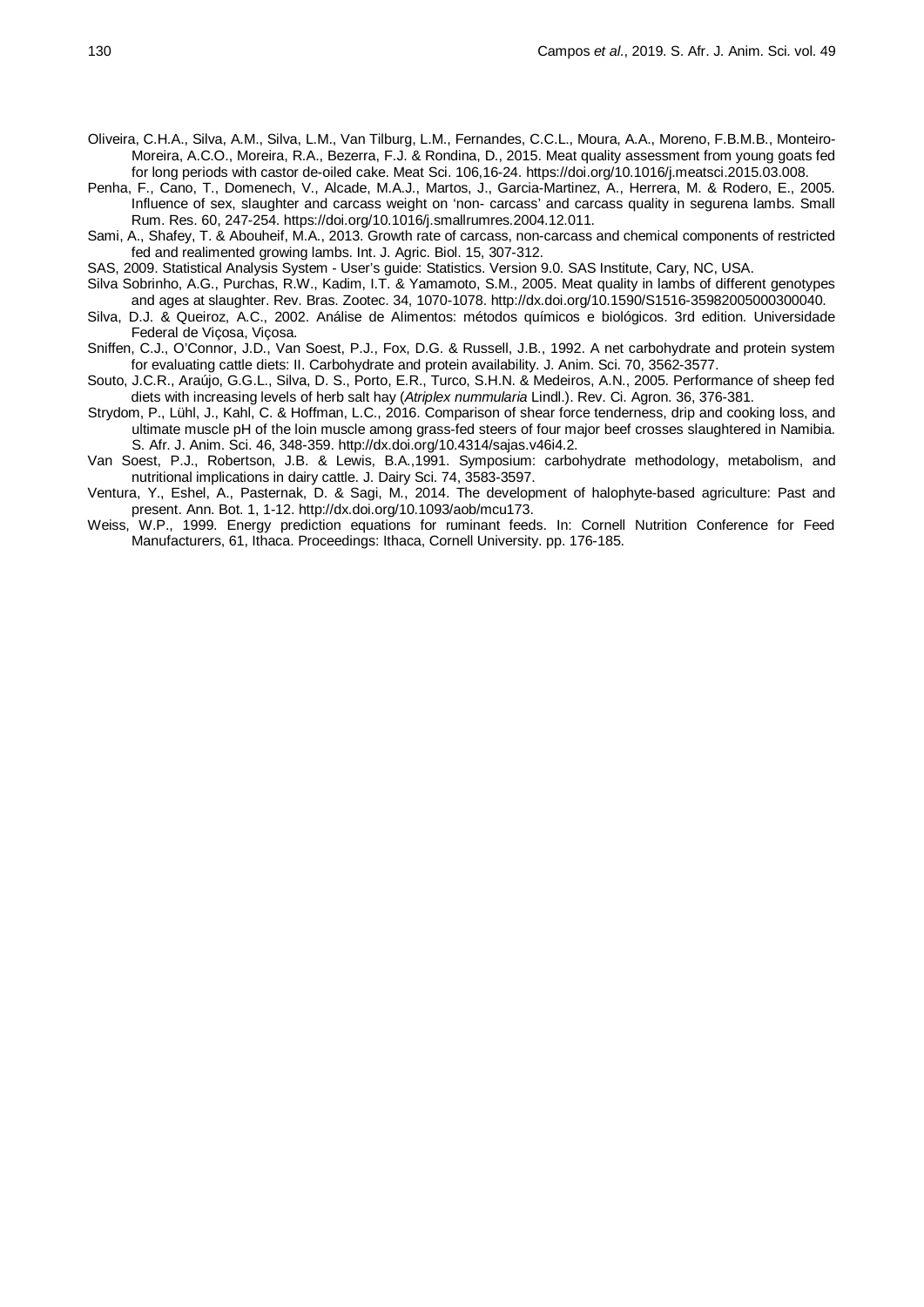Oliveira, C.H.A., Silva, A.M., Silva, L.M., Van Tilburg, L.M., Fernandes, C.C.L., Moura, A.A., Moreno, F.B.M.B., Monteiro-Moreira, A.C.O., Moreira, R.A., Bezerra, F.J. & Rondina, D., 2015. Meat quality assessment from young goats fed for long periods with castor de-oiled cake. Meat Sci. 106,16-24. https://doi.org/10.1016/j.meatsci.2015.03.008.

Penha, F., Cano, T., Domenech, V., Alcade, M.A.J., Martos, J., Garcia-Martinez, A., Herrera, M. & Rodero, E., 2005. Influence of sex, slaughter and carcass weight on 'non- carcass' and carcass quality in segurena lambs. Small Rum. Res. 60, 247-254. https://doi.org/10.1016/j.smallrumres.2004.12.011.

Sami, A., Shafey, T. & Abouheif, M.A., 2013. Growth rate of carcass, non-carcass and chemical components of restricted fed and realimented growing lambs. Int. J. Agric. Biol. 15, 307-312.

SAS, 2009. Statistical Analysis System - User's guide: Statistics. Version 9.0. SAS Institute, Cary, NC, USA.

Silva Sobrinho, A.G., Purchas, R.W., Kadim, I.T. & Yamamoto, S.M., 2005. Meat quality in lambs of different genotypes and ages at slaughter. Rev. Bras. Zootec. 34, 1070-1078. http://dx.doi.org/10.1590/S1516-35982005000300040.

Silva, D.J. & Queiroz, A.C., 2002. Análise de Alimentos: métodos químicos e biológicos. 3rd edition. Universidade Federal de Viçosa, Viçosa.

Sniffen, C.J., O'Connor, J.D., Van Soest, P.J., Fox, D.G. & Russell, J.B., 1992. A net carbohydrate and protein system for evaluating cattle diets: II. Carbohydrate and protein availability. J. Anim. Sci. 70, 3562-3577.

Souto, J.C.R., Araújo, G.G.L., Silva, D. S., Porto, E.R., Turco, S.H.N. & Medeiros, A.N., 2005. Performance of sheep fed diets with increasing levels of herb salt hay (*Atriplex nummularia* Lindl.). Rev. Ci. Agron. 36, 376-381.

Strydom, P., Lühl, J., Kahl, C. & Hoffman, L.C., 2016. Comparison of shear force tenderness, drip and cooking loss, and ultimate muscle pH of the loin muscle among grass-fed steers of four major beef crosses slaughtered in Namibia. S. Afr. J. Anim. Sci. 46, 348-359. http://dx.doi.org/10.4314/sajas.v46i4.2.

Van Soest, P.J., Robertson, J.B. & Lewis, B.A.,1991. Symposium: carbohydrate methodology, metabolism, and nutritional implications in dairy cattle. J. Dairy Sci. 74, 3583-3597.

Ventura, Y., Eshel, A., Pasternak, D. & Sagi, M., 2014. The development of halophyte-based agriculture: Past and present. Ann. Bot. 1, 1-12. http://dx.doi.org/10.1093/aob/mcu173.

Weiss, W.P., 1999. Energy prediction equations for ruminant feeds. In: Cornell Nutrition Conference for Feed Manufacturers, 61, Ithaca. Proceedings: Ithaca, Cornell University. pp. 176-185.